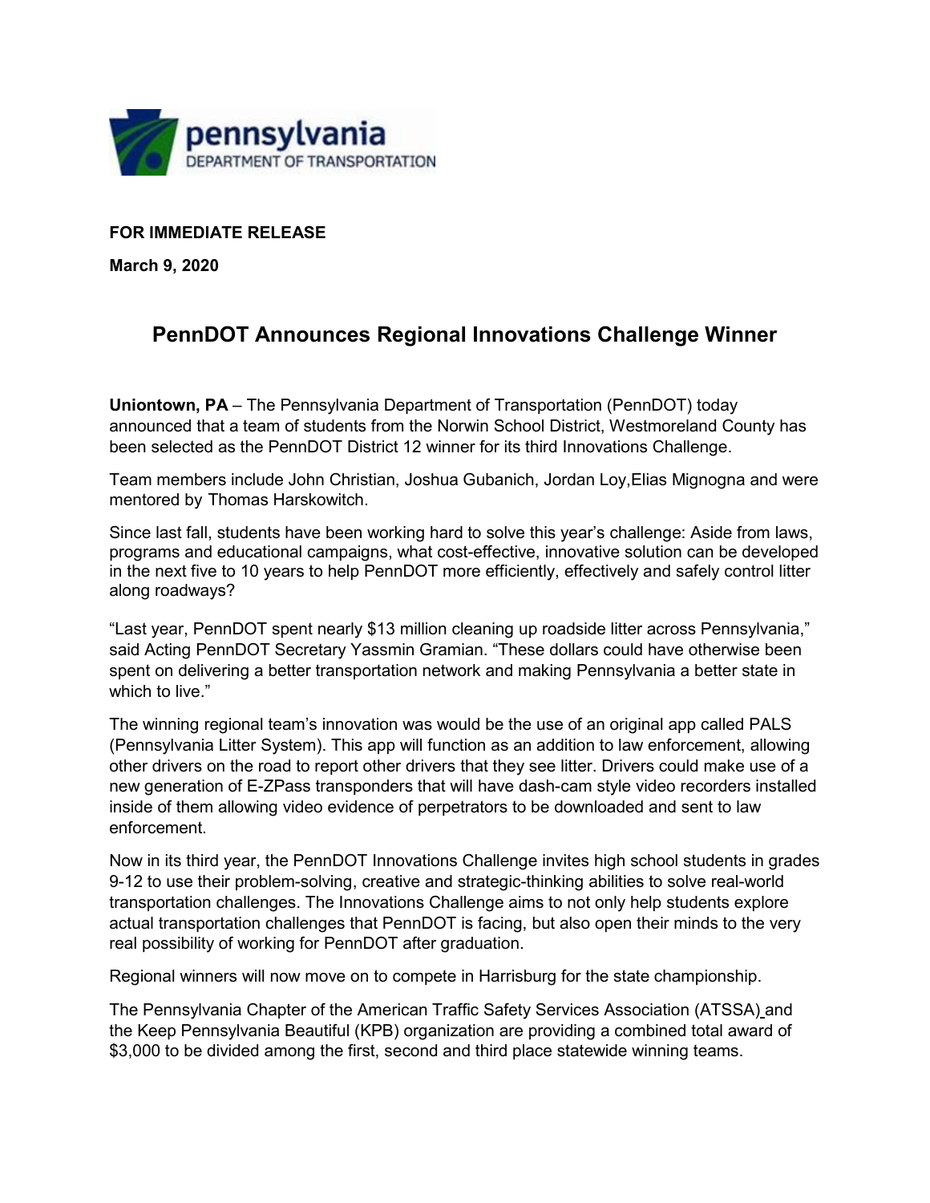pennsylvania
DEPARTMENT OF TRANSPORTATION

**FOR IMMEDIATE RELEASE**

**March 9, 2020**

# PennDOT Announces Regional Innovations Challenge Winner

**Uniontown, PA** – The Pennsylvania Department of Transportation (PennDOT) today announced that a team of students from the Norwin School District, Westmoreland County has been selected as the PennDOT District 12 winner for its third Innovations Challenge.

Team members include John Christian, Joshua Gubanich, Jordan Loy,Elias Mignogna and were mentored by Thomas Harskowitch.

Since last fall, students have been working hard to solve this year's challenge: Aside from laws, programs and educational campaigns, what cost-effective, innovative solution can be developed in the next five to 10 years to help PennDOT more efficiently, effectively and safely control litter along roadways?

"Last year, PennDOT spent nearly $13 million cleaning up roadside litter across Pennsylvania," said Acting PennDOT Secretary Yassmin Gramian. "These dollars could have otherwise been spent on delivering a better transportation network and making Pennsylvania a better state in which to live."

The winning regional team's innovation was would be the use of an original app called PALS (Pennsylvania Litter System). This app will function as an addition to law enforcement, allowing other drivers on the road to report other drivers that they see litter. Drivers could make use of a new generation of E-ZPass transponders that will have dash-cam style video recorders installed inside of them allowing video evidence of perpetrators to be downloaded and sent to law enforcement.

Now in its third year, the PennDOT Innovations Challenge invites high school students in grades 9-12 to use their problem-solving, creative and strategic-thinking abilities to solve real-world transportation challenges. The Innovations Challenge aims to not only help students explore actual transportation challenges that PennDOT is facing, but also open their minds to the very real possibility of working for PennDOT after graduation.

Regional winners will now move on to compete in Harrisburg for the state championship.

The Pennsylvania Chapter of the American Traffic Safety Services Association (ATSSA) and the Keep Pennsylvania Beautiful (KPB) organization are providing a combined total award of $3,000 to be divided among the first, second and third place statewide winning teams.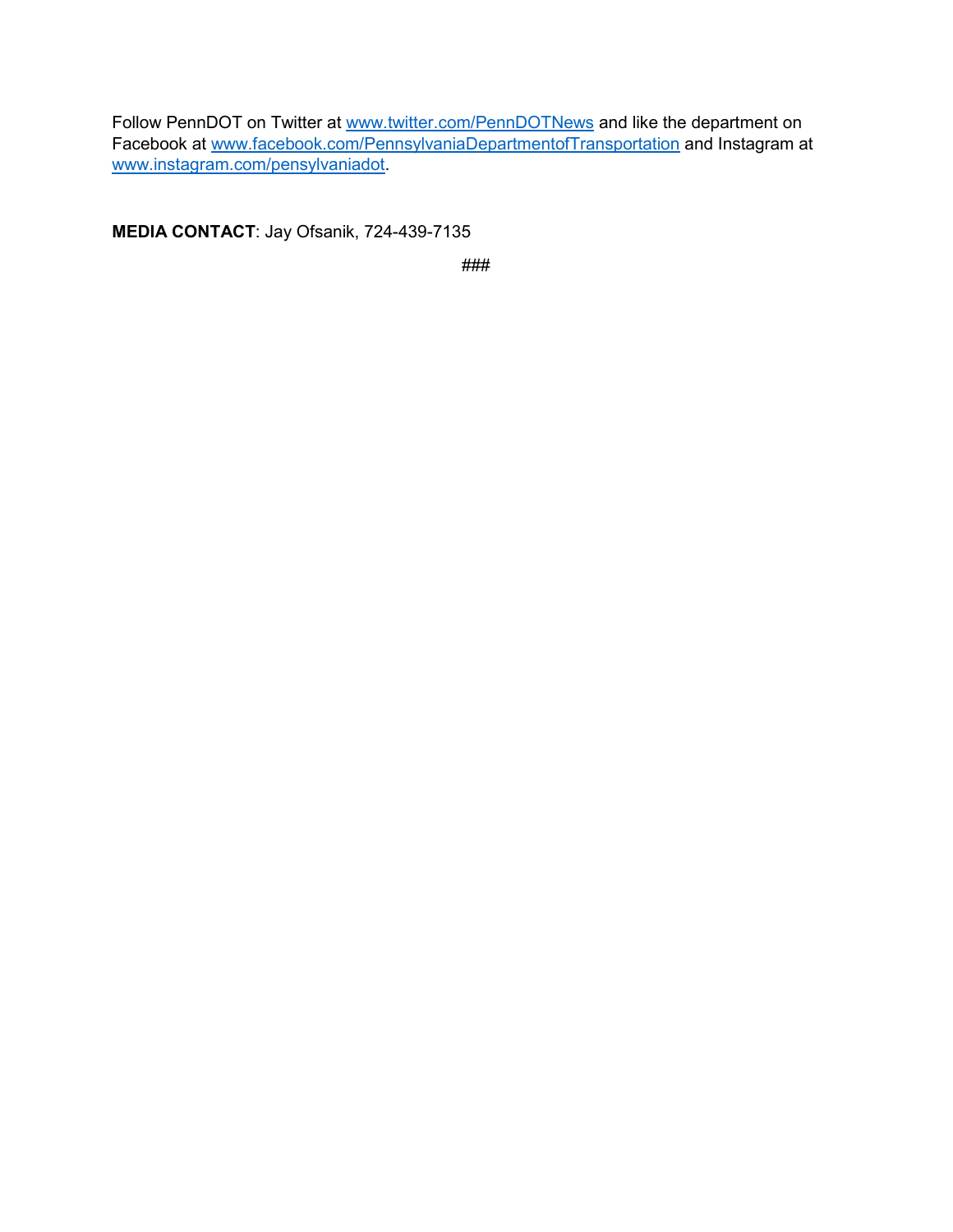Follow PennDOT on Twitter at www.twitter.com/PennDOTNews and like the department on Facebook at www.facebook.com/PennsylvaniaDepartmentofTransportation and Instagram at www.instagram.com/pensylvaniadot.

**MEDIA CONTACT**: Jay Ofsanik, 724-439-7135

###